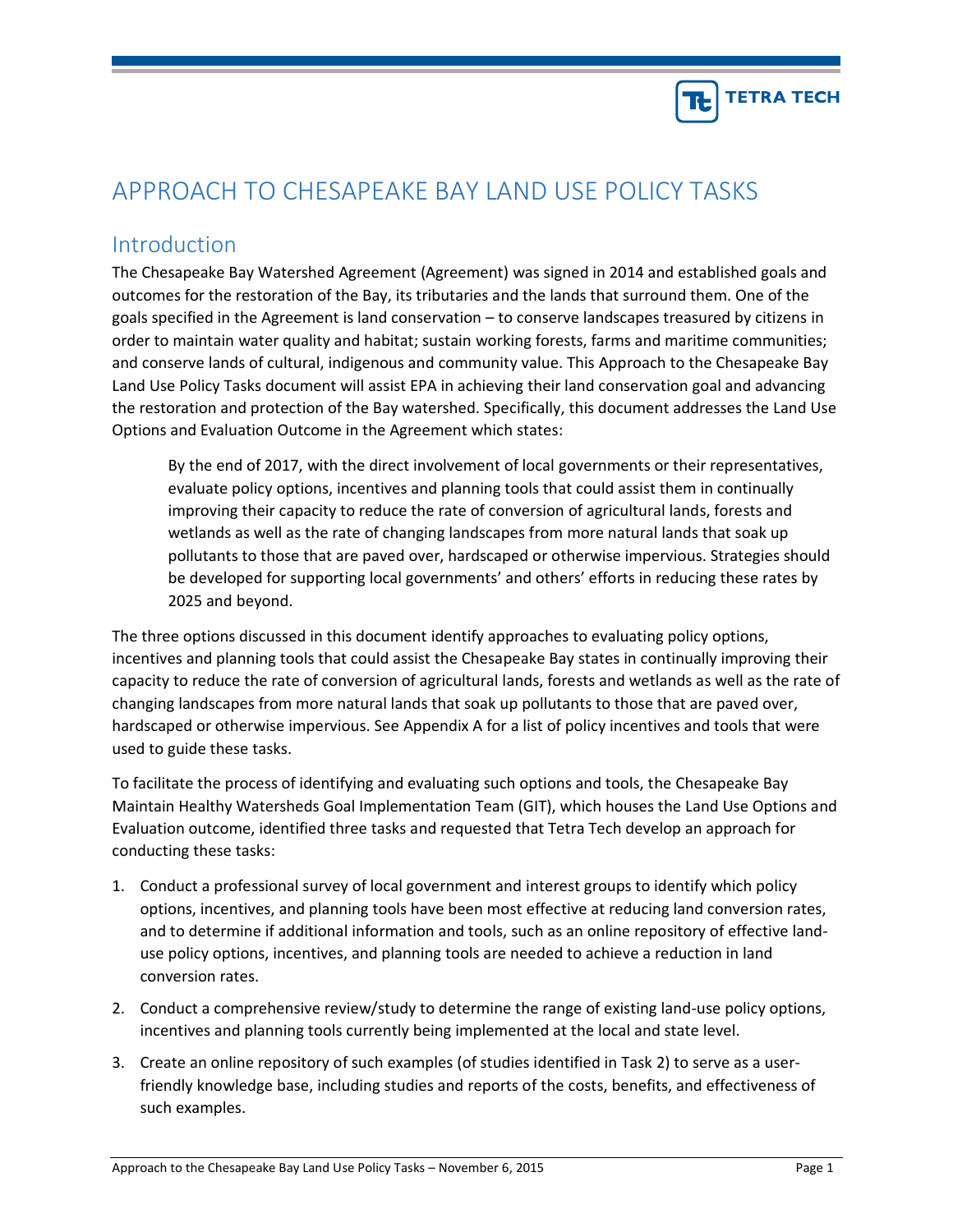# APPROACH TO CHESAPEAKE BAY LAND USE POLICY TASKS

## Introduction

The Chesapeake Bay Watershed Agreement (Agreement) was signed in 2014 and established goals and outcomes for the restoration of the Bay, its tributaries and the lands that surround them. One of the goals specified in the Agreement is land conservation – to conserve landscapes treasured by citizens in order to maintain water quality and habitat; sustain working forests, farms and maritime communities; and conserve lands of cultural, indigenous and community value. This Approach to the Chesapeake Bay Land Use Policy Tasks document will assist EPA in achieving their land conservation goal and advancing the restoration and protection of the Bay watershed. Specifically, this document addresses the Land Use Options and Evaluation Outcome in the Agreement which states:

> By the end of 2017, with the direct involvement of local governments or their representatives, evaluate policy options, incentives and planning tools that could assist them in continually improving their capacity to reduce the rate of conversion of agricultural lands, forests and wetlands as well as the rate of changing landscapes from more natural lands that soak up pollutants to those that are paved over, hardscaped or otherwise impervious. Strategies should be developed for supporting local governments' and others' efforts in reducing these rates by 2025 and beyond.

The three options discussed in this document identify approaches to evaluating policy options, incentives and planning tools that could assist the Chesapeake Bay states in continually improving their capacity to reduce the rate of conversion of agricultural lands, forests and wetlands as well as the rate of changing landscapes from more natural lands that soak up pollutants to those that are paved over, hardscaped or otherwise impervious. See Appendix A for a list of policy incentives and tools that were used to guide these tasks.

To facilitate the process of identifying and evaluating such options and tools, the Chesapeake Bay Maintain Healthy Watersheds Goal Implementation Team (GIT), which houses the Land Use Options and Evaluation outcome, identified three tasks and requested that Tetra Tech develop an approach for conducting these tasks:

1. Conduct a professional survey of local government and interest groups to identify which policy options, incentives, and planning tools have been most effective at reducing land conversion rates, and to determine if additional information and tools, such as an online repository of effective land-use policy options, incentives, and planning tools are needed to achieve a reduction in land conversion rates.
2. Conduct a comprehensive review/study to determine the range of existing land-use policy options, incentives and planning tools currently being implemented at the local and state level.
3. Create an online repository of such examples (of studies identified in Task 2) to serve as a user-friendly knowledge base, including studies and reports of the costs, benefits, and effectiveness of such examples.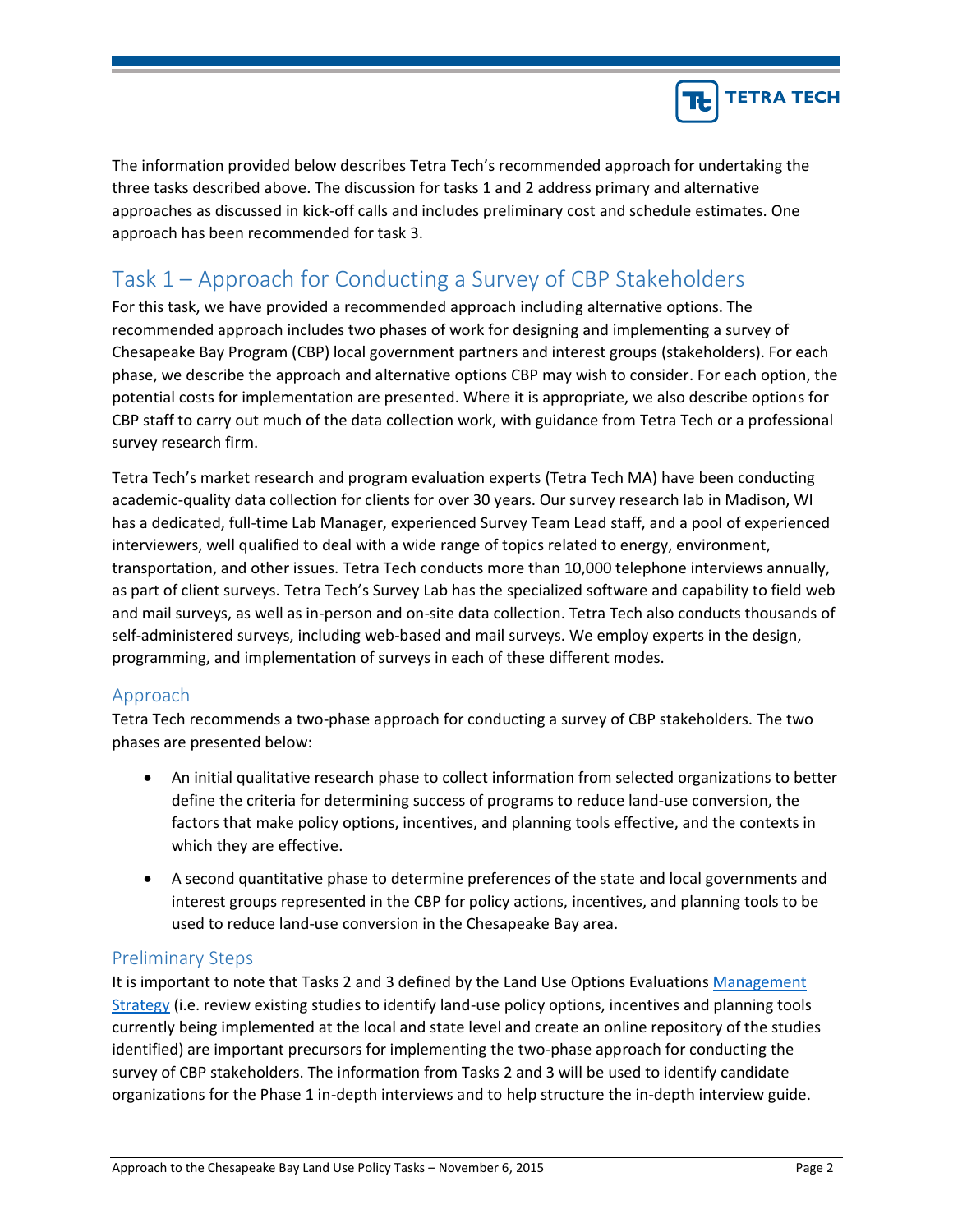The information provided below describes Tetra Tech's recommended approach for undertaking the three tasks described above. The discussion for tasks 1 and 2 address primary and alternative approaches as discussed in kick-off calls and includes preliminary cost and schedule estimates. One approach has been recommended for task 3.

# Task 1 – Approach for Conducting a Survey of CBP Stakeholders

For this task, we have provided a recommended approach including alternative options. The recommended approach includes two phases of work for designing and implementing a survey of Chesapeake Bay Program (CBP) local government partners and interest groups (stakeholders). For each phase, we describe the approach and alternative options CBP may wish to consider. For each option, the potential costs for implementation are presented. Where it is appropriate, we also describe options for CBP staff to carry out much of the data collection work, with guidance from Tetra Tech or a professional survey research firm.

Tetra Tech's market research and program evaluation experts (Tetra Tech MA) have been conducting academic-quality data collection for clients for over 30 years. Our survey research lab in Madison, WI has a dedicated, full-time Lab Manager, experienced Survey Team Lead staff, and a pool of experienced interviewers, well qualified to deal with a wide range of topics related to energy, environment, transportation, and other issues. Tetra Tech conducts more than 10,000 telephone interviews annually, as part of client surveys. Tetra Tech's Survey Lab has the specialized software and capability to field web and mail surveys, as well as in-person and on-site data collection. Tetra Tech also conducts thousands of self-administered surveys, including web-based and mail surveys. We employ experts in the design, programming, and implementation of surveys in each of these different modes.

## Approach

Tetra Tech recommends a two-phase approach for conducting a survey of CBP stakeholders. The two phases are presented below:

- An initial qualitative research phase to collect information from selected organizations to better define the criteria for determining success of programs to reduce land-use conversion, the factors that make policy options, incentives, and planning tools effective, and the contexts in which they are effective.
- A second quantitative phase to determine preferences of the state and local governments and interest groups represented in the CBP for policy actions, incentives, and planning tools to be used to reduce land-use conversion in the Chesapeake Bay area.

## Preliminary Steps

It is important to note that Tasks 2 and 3 defined by the Land Use Options Evaluations Management Strategy (i.e. review existing studies to identify land-use policy options, incentives and planning tools currently being implemented at the local and state level and create an online repository of the studies identified) are important precursors for implementing the two-phase approach for conducting the survey of CBP stakeholders. The information from Tasks 2 and 3 will be used to identify candidate organizations for the Phase 1 in-depth interviews and to help structure the in-depth interview guide.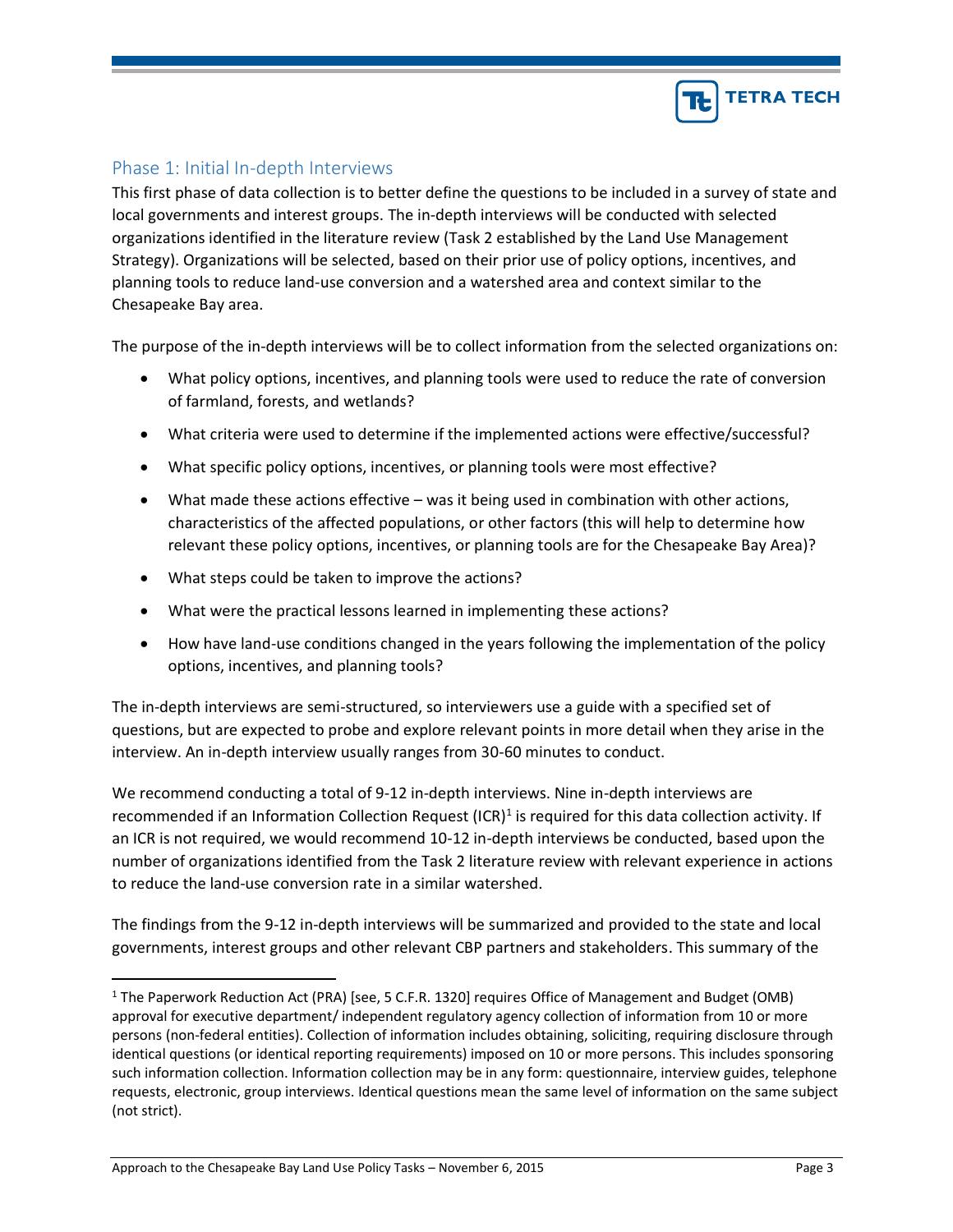## Phase 1: Initial In-depth Interviews

This first phase of data collection is to better define the questions to be included in a survey of state and local governments and interest groups. The in-depth interviews will be conducted with selected organizations identified in the literature review (Task 2 established by the Land Use Management Strategy). Organizations will be selected, based on their prior use of policy options, incentives, and planning tools to reduce land-use conversion and a watershed area and context similar to the Chesapeake Bay area.

The purpose of the in-depth interviews will be to collect information from the selected organizations on:

- What policy options, incentives, and planning tools were used to reduce the rate of conversion of farmland, forests, and wetlands?
- What criteria were used to determine if the implemented actions were effective/successful?
- What specific policy options, incentives, or planning tools were most effective?
- What made these actions effective – was it being used in combination with other actions, characteristics of the affected populations, or other factors (this will help to determine how relevant these policy options, incentives, or planning tools are for the Chesapeake Bay Area)?
- What steps could be taken to improve the actions?
- What were the practical lessons learned in implementing these actions?
- How have land-use conditions changed in the years following the implementation of the policy options, incentives, and planning tools?

The in-depth interviews are semi-structured, so interviewers use a guide with a specified set of questions, but are expected to probe and explore relevant points in more detail when they arise in the interview. An in-depth interview usually ranges from 30-60 minutes to conduct.

We recommend conducting a total of 9-12 in-depth interviews. Nine in-depth interviews are recommended if an Information Collection Request (ICR)[1] is required for this data collection activity. If an ICR is not required, we would recommend 10-12 in-depth interviews be conducted, based upon the number of organizations identified from the Task 2 literature review with relevant experience in actions to reduce the land-use conversion rate in a similar watershed.

The findings from the 9-12 in-depth interviews will be summarized and provided to the state and local governments, interest groups and other relevant CBP partners and stakeholders. This summary of the

---

[1] The Paperwork Reduction Act (PRA) [see, 5 C.F.R. 1320] requires Office of Management and Budget (OMB) approval for executive department/ independent regulatory agency collection of information from 10 or more persons (non-federal entities). Collection of information includes obtaining, soliciting, requiring disclosure through identical questions (or identical reporting requirements) imposed on 10 or more persons. This includes sponsoring such information collection. Information collection may be in any form: questionnaire, interview guides, telephone requests, electronic, group interviews. Identical questions mean the same level of information on the same subject (not strict).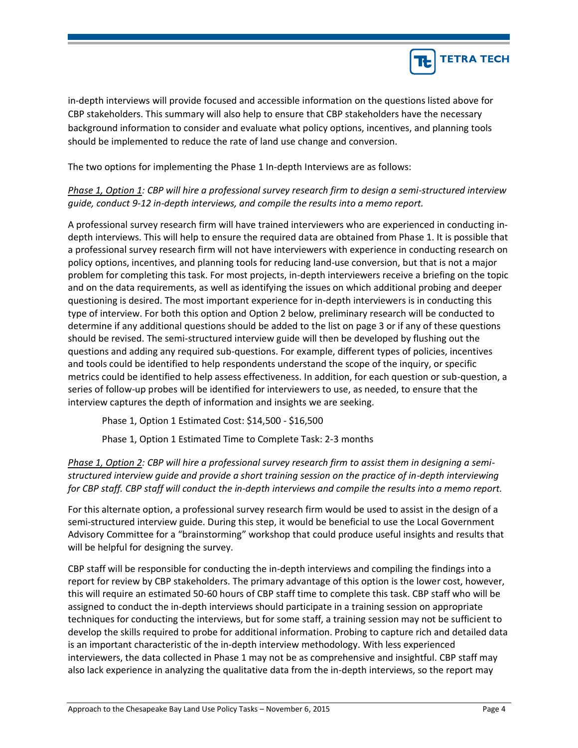in-depth interviews will provide focused and accessible information on the questions listed above for CBP stakeholders. This summary will also help to ensure that CBP stakeholders have the necessary background information to consider and evaluate what policy options, incentives, and planning tools should be implemented to reduce the rate of land use change and conversion.

The two options for implementing the Phase 1 In-depth Interviews are as follows:

*Phase 1, Option 1: CBP will hire a professional survey research firm to design a semi-structured interview guide, conduct 9-12 in-depth interviews, and compile the results into a memo report.*

A professional survey research firm will have trained interviewers who are experienced in conducting in-depth interviews. This will help to ensure the required data are obtained from Phase 1. It is possible that a professional survey research firm will not have interviewers with experience in conducting research on policy options, incentives, and planning tools for reducing land-use conversion, but that is not a major problem for completing this task. For most projects, in-depth interviewers receive a briefing on the topic and on the data requirements, as well as identifying the issues on which additional probing and deeper questioning is desired. The most important experience for in-depth interviewers is in conducting this type of interview. For both this option and Option 2 below, preliminary research will be conducted to determine if any additional questions should be added to the list on page 3 or if any of these questions should be revised. The semi-structured interview guide will then be developed by flushing out the questions and adding any required sub-questions. For example, different types of policies, incentives and tools could be identified to help respondents understand the scope of the inquiry, or specific metrics could be identified to help assess effectiveness. In addition, for each question or sub-question, a series of follow-up probes will be identified for interviewers to use, as needed, to ensure that the interview captures the depth of information and insights we are seeking.

Phase 1, Option 1 Estimated Cost: $14,500 - $16,500

Phase 1, Option 1 Estimated Time to Complete Task: 2-3 months

*Phase 1, Option 2: CBP will hire a professional survey research firm to assist them in designing a semi-structured interview guide and provide a short training session on the practice of in-depth interviewing for CBP staff. CBP staff will conduct the in-depth interviews and compile the results into a memo report.*

For this alternate option, a professional survey research firm would be used to assist in the design of a semi-structured interview guide. During this step, it would be beneficial to use the Local Government Advisory Committee for a "brainstorming" workshop that could produce useful insights and results that will be helpful for designing the survey.

CBP staff will be responsible for conducting the in-depth interviews and compiling the findings into a report for review by CBP stakeholders. The primary advantage of this option is the lower cost, however, this will require an estimated 50-60 hours of CBP staff time to complete this task. CBP staff who will be assigned to conduct the in-depth interviews should participate in a training session on appropriate techniques for conducting the interviews, but for some staff, a training session may not be sufficient to develop the skills required to probe for additional information. Probing to capture rich and detailed data is an important characteristic of the in-depth interview methodology. With less experienced interviewers, the data collected in Phase 1 may not be as comprehensive and insightful. CBP staff may also lack experience in analyzing the qualitative data from the in-depth interviews, so the report may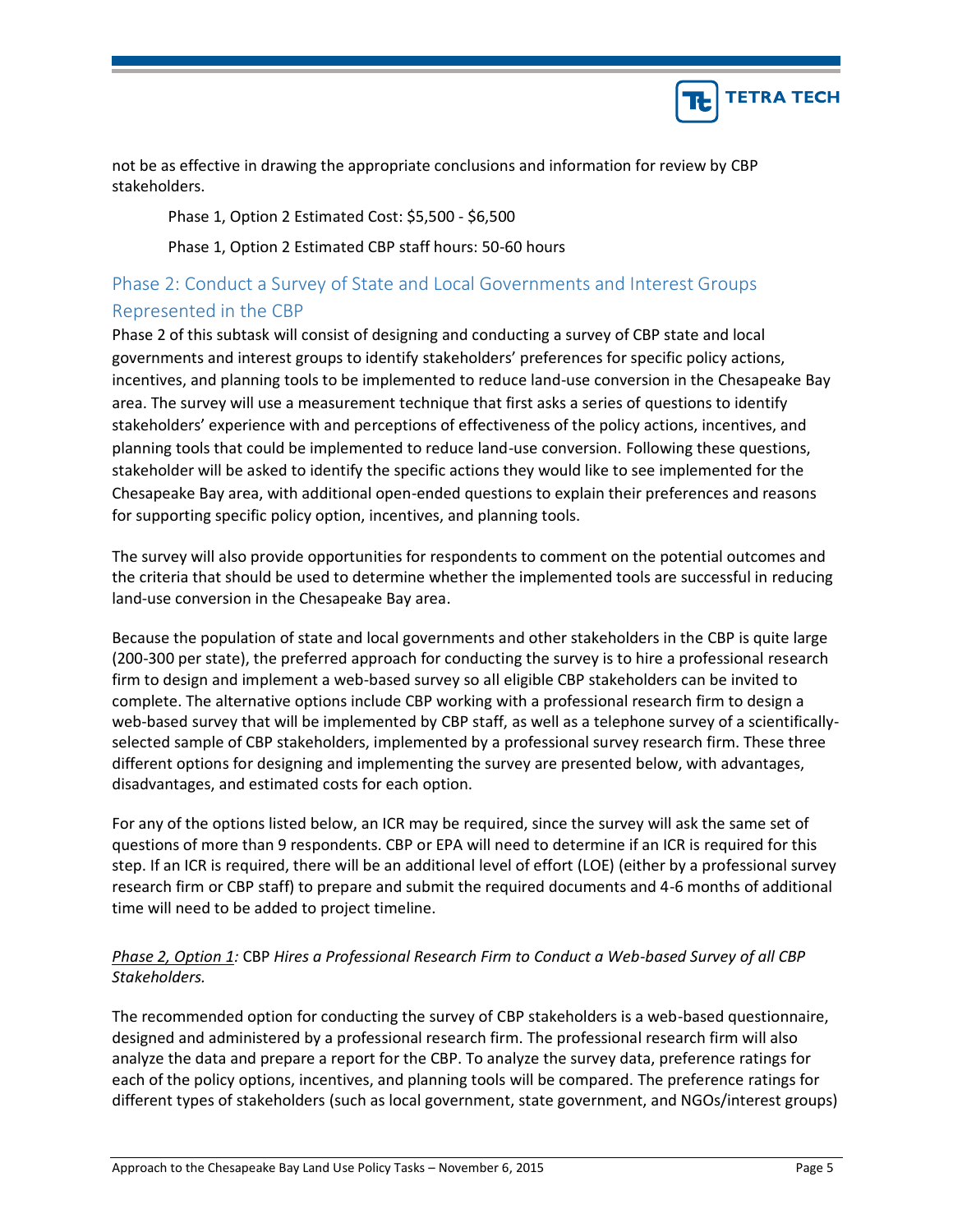not be as effective in drawing the appropriate conclusions and information for review by CBP stakeholders.

Phase 1, Option 2 Estimated Cost: $5,500 - $6,500

Phase 1, Option 2 Estimated CBP staff hours: 50-60 hours

## Phase 2: Conduct a Survey of State and Local Governments and Interest Groups Represented in the CBP

Phase 2 of this subtask will consist of designing and conducting a survey of CBP state and local governments and interest groups to identify stakeholders' preferences for specific policy actions, incentives, and planning tools to be implemented to reduce land-use conversion in the Chesapeake Bay area. The survey will use a measurement technique that first asks a series of questions to identify stakeholders' experience with and perceptions of effectiveness of the policy actions, incentives, and planning tools that could be implemented to reduce land-use conversion. Following these questions, stakeholder will be asked to identify the specific actions they would like to see implemented for the Chesapeake Bay area, with additional open-ended questions to explain their preferences and reasons for supporting specific policy option, incentives, and planning tools.

The survey will also provide opportunities for respondents to comment on the potential outcomes and the criteria that should be used to determine whether the implemented tools are successful in reducing land-use conversion in the Chesapeake Bay area.

Because the population of state and local governments and other stakeholders in the CBP is quite large (200-300 per state), the preferred approach for conducting the survey is to hire a professional research firm to design and implement a web-based survey so all eligible CBP stakeholders can be invited to complete. The alternative options include CBP working with a professional research firm to design a web-based survey that will be implemented by CBP staff, as well as a telephone survey of a scientifically-selected sample of CBP stakeholders, implemented by a professional survey research firm. These three different options for designing and implementing the survey are presented below, with advantages, disadvantages, and estimated costs for each option.

For any of the options listed below, an ICR may be required, since the survey will ask the same set of questions of more than 9 respondents. CBP or EPA will need to determine if an ICR is required for this step. If an ICR is required, there will be an additional level of effort (LOE) (either by a professional survey research firm or CBP staff) to prepare and submit the required documents and 4-6 months of additional time will need to be added to project timeline.

*Phase 2, Option 1:* CBP *Hires a Professional Research Firm to Conduct a Web-based Survey of all CBP Stakeholders.*

The recommended option for conducting the survey of CBP stakeholders is a web-based questionnaire, designed and administered by a professional research firm. The professional research firm will also analyze the data and prepare a report for the CBP. To analyze the survey data, preference ratings for each of the policy options, incentives, and planning tools will be compared. The preference ratings for different types of stakeholders (such as local government, state government, and NGOs/interest groups)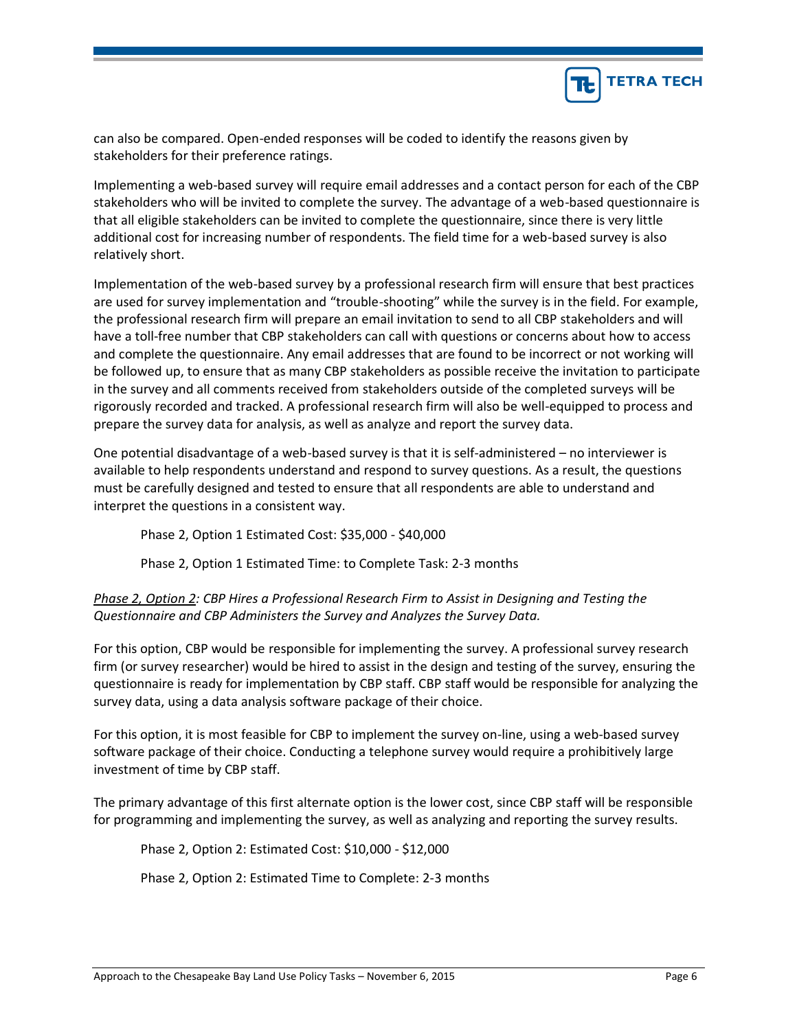can also be compared. Open-ended responses will be coded to identify the reasons given by stakeholders for their preference ratings.

Implementing a web-based survey will require email addresses and a contact person for each of the CBP stakeholders who will be invited to complete the survey. The advantage of a web-based questionnaire is that all eligible stakeholders can be invited to complete the questionnaire, since there is very little additional cost for increasing number of respondents. The field time for a web-based survey is also relatively short.

Implementation of the web-based survey by a professional research firm will ensure that best practices are used for survey implementation and "trouble-shooting" while the survey is in the field. For example, the professional research firm will prepare an email invitation to send to all CBP stakeholders and will have a toll-free number that CBP stakeholders can call with questions or concerns about how to access and complete the questionnaire. Any email addresses that are found to be incorrect or not working will be followed up, to ensure that as many CBP stakeholders as possible receive the invitation to participate in the survey and all comments received from stakeholders outside of the completed surveys will be rigorously recorded and tracked. A professional research firm will also be well-equipped to process and prepare the survey data for analysis, as well as analyze and report the survey data.

One potential disadvantage of a web-based survey is that it is self-administered – no interviewer is available to help respondents understand and respond to survey questions. As a result, the questions must be carefully designed and tested to ensure that all respondents are able to understand and interpret the questions in a consistent way.

Phase 2, Option 1 Estimated Cost: $35,000 - $40,000

Phase 2, Option 1 Estimated Time: to Complete Task: 2-3 months

*Phase 2, Option 2: CBP Hires a Professional Research Firm to Assist in Designing and Testing the Questionnaire and CBP Administers the Survey and Analyzes the Survey Data.*

For this option, CBP would be responsible for implementing the survey. A professional survey research firm (or survey researcher) would be hired to assist in the design and testing of the survey, ensuring the questionnaire is ready for implementation by CBP staff. CBP staff would be responsible for analyzing the survey data, using a data analysis software package of their choice.

For this option, it is most feasible for CBP to implement the survey on-line, using a web-based survey software package of their choice. Conducting a telephone survey would require a prohibitively large investment of time by CBP staff.

The primary advantage of this first alternate option is the lower cost, since CBP staff will be responsible for programming and implementing the survey, as well as analyzing and reporting the survey results.

Phase 2, Option 2: Estimated Cost: $10,000 - $12,000

Phase 2, Option 2: Estimated Time to Complete: 2-3 months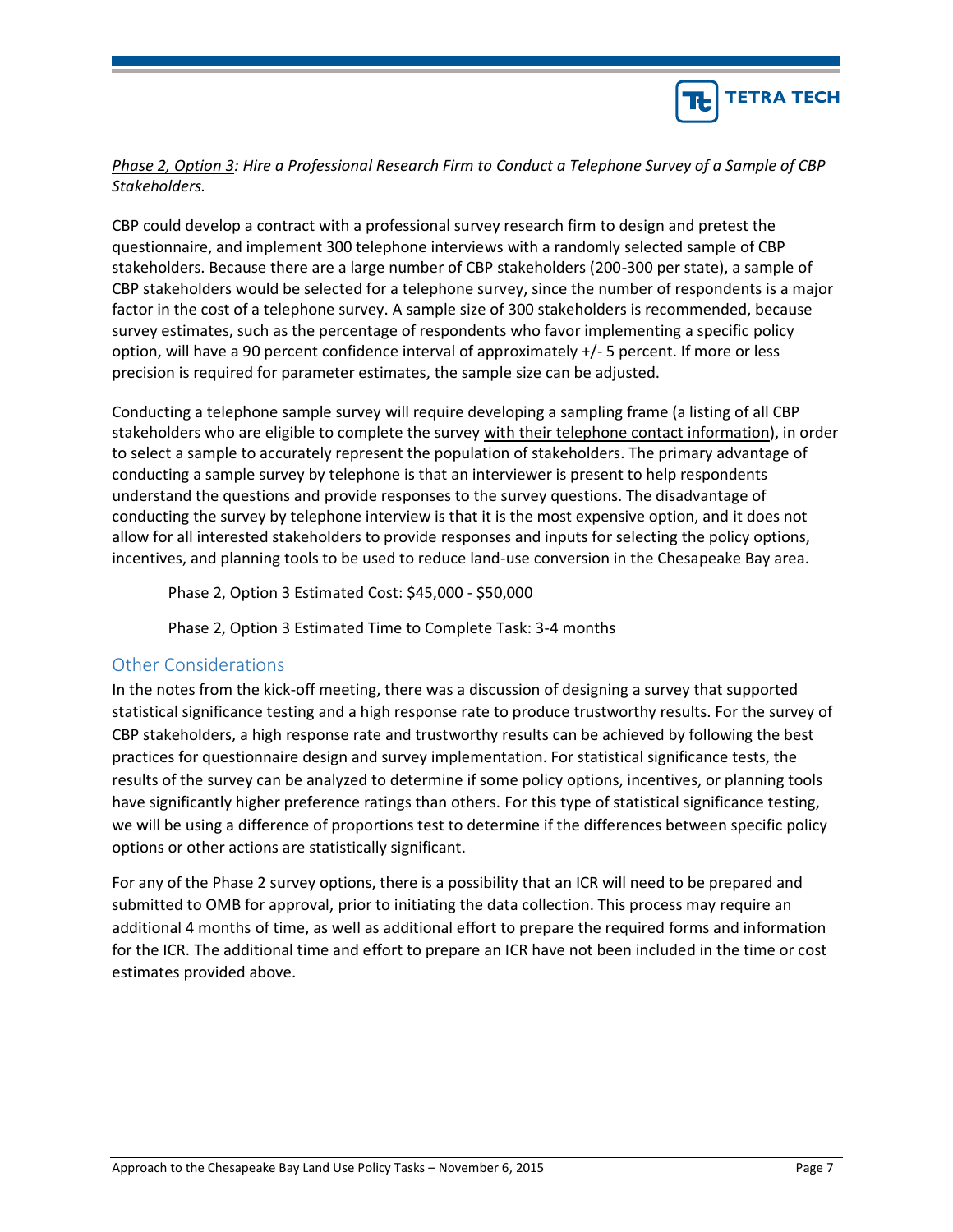*<u>Phase 2, Option 3</u>: Hire a Professional Research Firm to Conduct a Telephone Survey of a Sample of CBP Stakeholders.*

CBP could develop a contract with a professional survey research firm to design and pretest the questionnaire, and implement 300 telephone interviews with a randomly selected sample of CBP stakeholders. Because there are a large number of CBP stakeholders (200-300 per state), a sample of CBP stakeholders would be selected for a telephone survey, since the number of respondents is a major factor in the cost of a telephone survey. A sample size of 300 stakeholders is recommended, because survey estimates, such as the percentage of respondents who favor implementing a specific policy option, will have a 90 percent confidence interval of approximately +/- 5 percent. If more or less precision is required for parameter estimates, the sample size can be adjusted.

Conducting a telephone sample survey will require developing a sampling frame (a listing of all CBP stakeholders who are eligible to complete the survey <u>with their telephone contact information</u>), in order to select a sample to accurately represent the population of stakeholders. The primary advantage of conducting a sample survey by telephone is that an interviewer is present to help respondents understand the questions and provide responses to the survey questions. The disadvantage of conducting the survey by telephone interview is that it is the most expensive option, and it does not allow for all interested stakeholders to provide responses and inputs for selecting the policy options, incentives, and planning tools to be used to reduce land-use conversion in the Chesapeake Bay area.

Phase 2, Option 3 Estimated Cost: $45,000 - $50,000

Phase 2, Option 3 Estimated Time to Complete Task: 3-4 months

## Other Considerations

In the notes from the kick-off meeting, there was a discussion of designing a survey that supported statistical significance testing and a high response rate to produce trustworthy results. For the survey of CBP stakeholders, a high response rate and trustworthy results can be achieved by following the best practices for questionnaire design and survey implementation. For statistical significance tests, the results of the survey can be analyzed to determine if some policy options, incentives, or planning tools have significantly higher preference ratings than others. For this type of statistical significance testing, we will be using a difference of proportions test to determine if the differences between specific policy options or other actions are statistically significant.

For any of the Phase 2 survey options, there is a possibility that an ICR will need to be prepared and submitted to OMB for approval, prior to initiating the data collection. This process may require an additional 4 months of time, as well as additional effort to prepare the required forms and information for the ICR. The additional time and effort to prepare an ICR have not been included in the time or cost estimates provided above.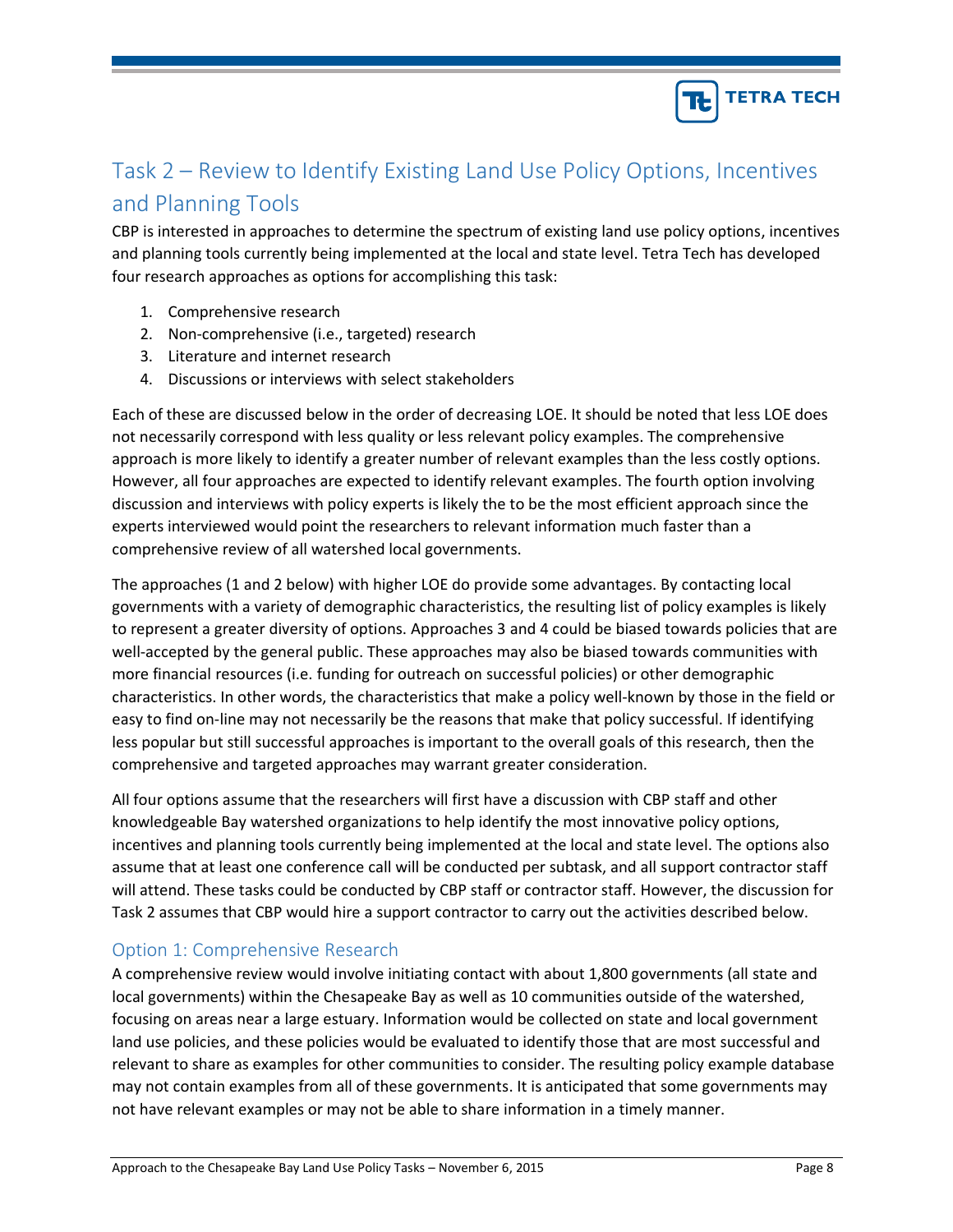## Task 2 – Review to Identify Existing Land Use Policy Options, Incentives and Planning Tools

CBP is interested in approaches to determine the spectrum of existing land use policy options, incentives and planning tools currently being implemented at the local and state level. Tetra Tech has developed four research approaches as options for accomplishing this task:

1. Comprehensive research
2. Non-comprehensive (i.e., targeted) research
3. Literature and internet research
4. Discussions or interviews with select stakeholders

Each of these are discussed below in the order of decreasing LOE. It should be noted that less LOE does not necessarily correspond with less quality or less relevant policy examples. The comprehensive approach is more likely to identify a greater number of relevant examples than the less costly options. However, all four approaches are expected to identify relevant examples. The fourth option involving discussion and interviews with policy experts is likely the to be the most efficient approach since the experts interviewed would point the researchers to relevant information much faster than a comprehensive review of all watershed local governments.

The approaches (1 and 2 below) with higher LOE do provide some advantages. By contacting local governments with a variety of demographic characteristics, the resulting list of policy examples is likely to represent a greater diversity of options. Approaches 3 and 4 could be biased towards policies that are well-accepted by the general public. These approaches may also be biased towards communities with more financial resources (i.e. funding for outreach on successful policies) or other demographic characteristics. In other words, the characteristics that make a policy well-known by those in the field or easy to find on-line may not necessarily be the reasons that make that policy successful. If identifying less popular but still successful approaches is important to the overall goals of this research, then the comprehensive and targeted approaches may warrant greater consideration.

All four options assume that the researchers will first have a discussion with CBP staff and other knowledgeable Bay watershed organizations to help identify the most innovative policy options, incentives and planning tools currently being implemented at the local and state level. The options also assume that at least one conference call will be conducted per subtask, and all support contractor staff will attend. These tasks could be conducted by CBP staff or contractor staff. However, the discussion for Task 2 assumes that CBP would hire a support contractor to carry out the activities described below.

### Option 1: Comprehensive Research

A comprehensive review would involve initiating contact with about 1,800 governments (all state and local governments) within the Chesapeake Bay as well as 10 communities outside of the watershed, focusing on areas near a large estuary. Information would be collected on state and local government land use policies, and these policies would be evaluated to identify those that are most successful and relevant to share as examples for other communities to consider. The resulting policy example database may not contain examples from all of these governments. It is anticipated that some governments may not have relevant examples or may not be able to share information in a timely manner.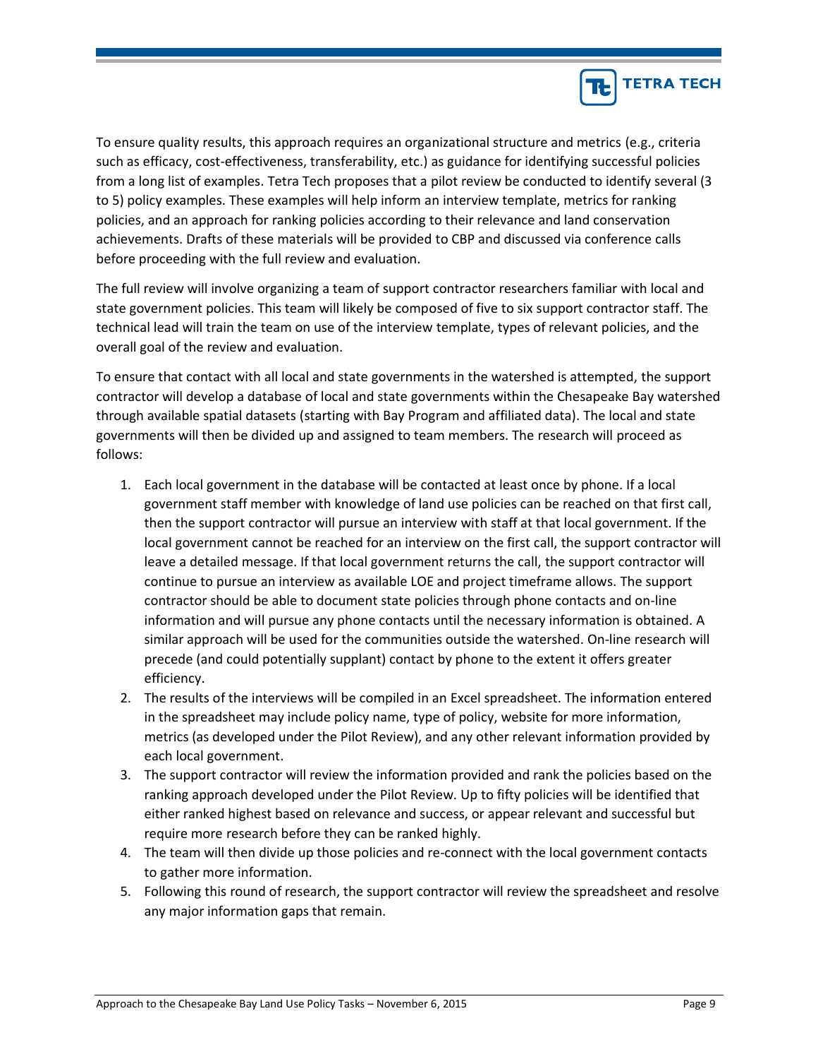To ensure quality results, this approach requires an organizational structure and metrics (e.g., criteria such as efficacy, cost-effectiveness, transferability, etc.) as guidance for identifying successful policies from a long list of examples. Tetra Tech proposes that a pilot review be conducted to identify several (3 to 5) policy examples. These examples will help inform an interview template, metrics for ranking policies, and an approach for ranking policies according to their relevance and land conservation achievements. Drafts of these materials will be provided to CBP and discussed via conference calls before proceeding with the full review and evaluation.

The full review will involve organizing a team of support contractor researchers familiar with local and state government policies. This team will likely be composed of five to six support contractor staff. The technical lead will train the team on use of the interview template, types of relevant policies, and the overall goal of the review and evaluation.

To ensure that contact with all local and state governments in the watershed is attempted, the support contractor will develop a database of local and state governments within the Chesapeake Bay watershed through available spatial datasets (starting with Bay Program and affiliated data). The local and state governments will then be divided up and assigned to team members. The research will proceed as follows:

1. Each local government in the database will be contacted at least once by phone. If a local government staff member with knowledge of land use policies can be reached on that first call, then the support contractor will pursue an interview with staff at that local government. If the local government cannot be reached for an interview on the first call, the support contractor will leave a detailed message. If that local government returns the call, the support contractor will continue to pursue an interview as available LOE and project timeframe allows. The support contractor should be able to document state policies through phone contacts and on-line information and will pursue any phone contacts until the necessary information is obtained. A similar approach will be used for the communities outside the watershed. On-line research will precede (and could potentially supplant) contact by phone to the extent it offers greater efficiency.
2. The results of the interviews will be compiled in an Excel spreadsheet. The information entered in the spreadsheet may include policy name, type of policy, website for more information, metrics (as developed under the Pilot Review), and any other relevant information provided by each local government.
3. The support contractor will review the information provided and rank the policies based on the ranking approach developed under the Pilot Review. Up to fifty policies will be identified that either ranked highest based on relevance and success, or appear relevant and successful but require more research before they can be ranked highly.
4. The team will then divide up those policies and re-connect with the local government contacts to gather more information.
5. Following this round of research, the support contractor will review the spreadsheet and resolve any major information gaps that remain.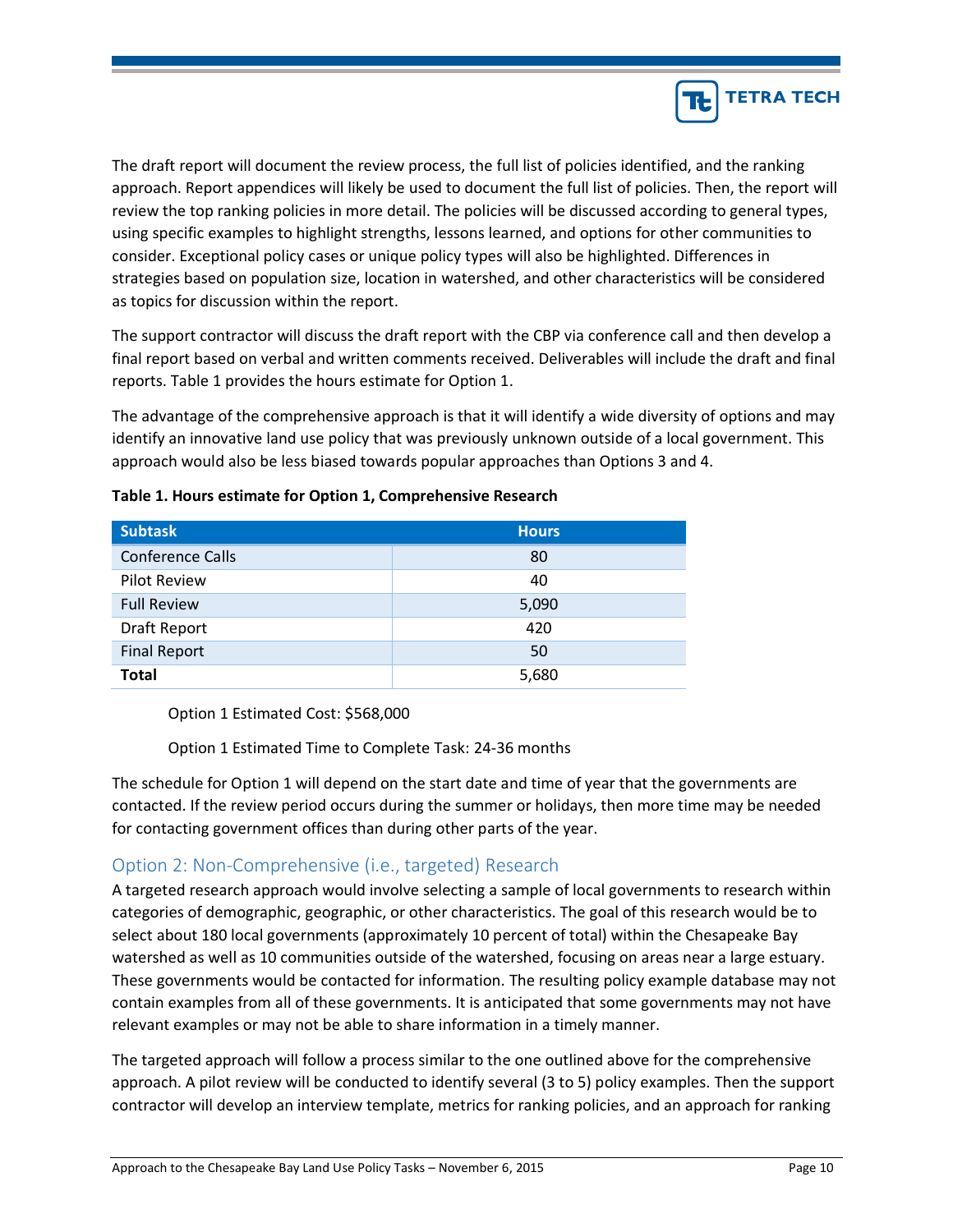The draft report will document the review process, the full list of policies identified, and the ranking approach. Report appendices will likely be used to document the full list of policies. Then, the report will review the top ranking policies in more detail. The policies will be discussed according to general types, using specific examples to highlight strengths, lessons learned, and options for other communities to consider. Exceptional policy cases or unique policy types will also be highlighted. Differences in strategies based on population size, location in watershed, and other characteristics will be considered as topics for discussion within the report.

The support contractor will discuss the draft report with the CBP via conference call and then develop a final report based on verbal and written comments received. Deliverables will include the draft and final reports. Table 1 provides the hours estimate for Option 1.

The advantage of the comprehensive approach is that it will identify a wide diversity of options and may identify an innovative land use policy that was previously unknown outside of a local government. This approach would also be less biased towards popular approaches than Options 3 and 4.

**Table 1. Hours estimate for Option 1, Comprehensive Research**

| Subtask | Hours |
|---|---|
| Conference Calls | 80 |
| Pilot Review | 40 |
| Full Review | 5,090 |
| Draft Report | 420 |
| Final Report | 50 |
| **Total** | 5,680 |

Option 1 Estimated Cost: $568,000

Option 1 Estimated Time to Complete Task: 24-36 months

The schedule for Option 1 will depend on the start date and time of year that the governments are contacted. If the review period occurs during the summer or holidays, then more time may be needed for contacting government offices than during other parts of the year.

## Option 2: Non-Comprehensive (i.e., targeted) Research

A targeted research approach would involve selecting a sample of local governments to research within categories of demographic, geographic, or other characteristics. The goal of this research would be to select about 180 local governments (approximately 10 percent of total) within the Chesapeake Bay watershed as well as 10 communities outside of the watershed, focusing on areas near a large estuary. These governments would be contacted for information. The resulting policy example database may not contain examples from all of these governments. It is anticipated that some governments may not have relevant examples or may not be able to share information in a timely manner.

The targeted approach will follow a process similar to the one outlined above for the comprehensive approach. A pilot review will be conducted to identify several (3 to 5) policy examples. Then the support contractor will develop an interview template, metrics for ranking policies, and an approach for ranking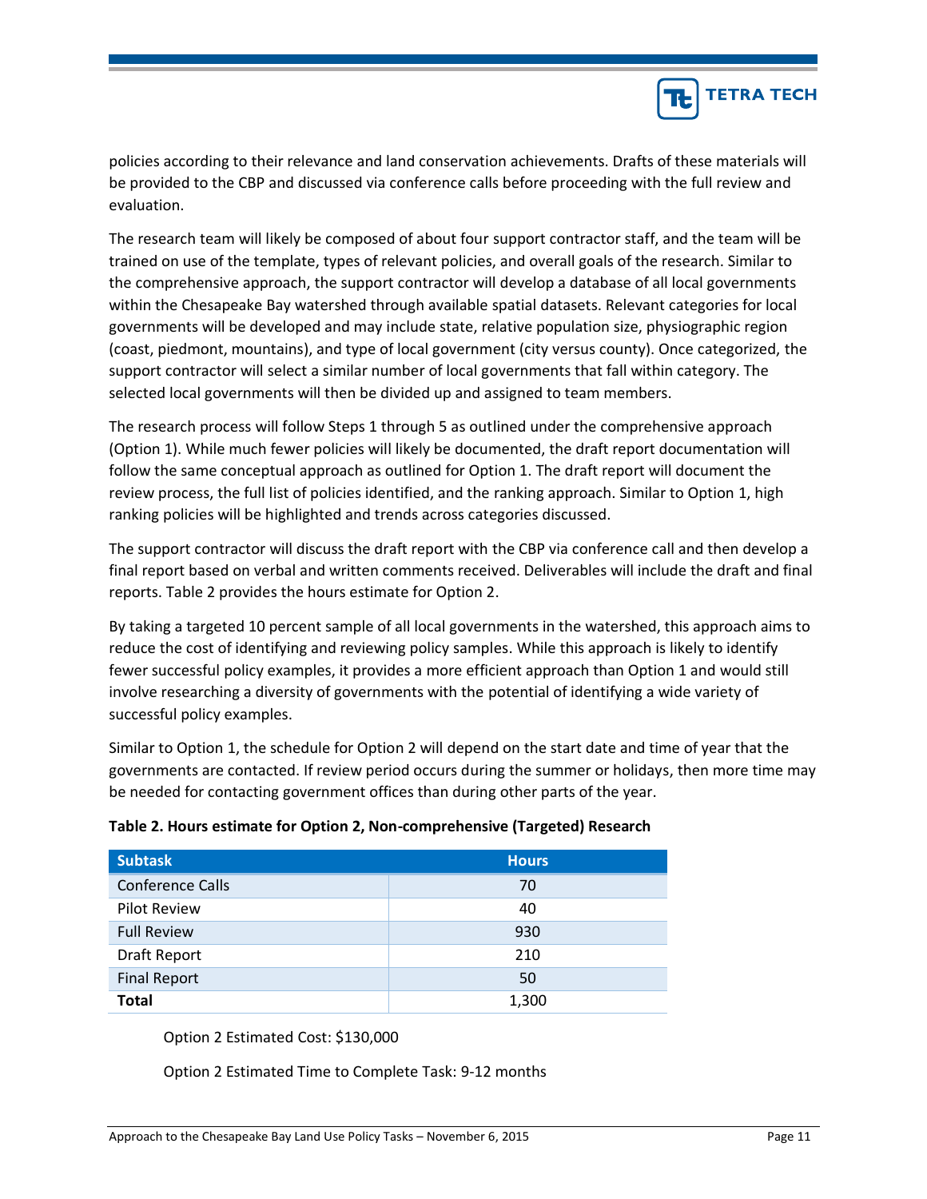policies according to their relevance and land conservation achievements. Drafts of these materials will be provided to the CBP and discussed via conference calls before proceeding with the full review and evaluation.

The research team will likely be composed of about four support contractor staff, and the team will be trained on use of the template, types of relevant policies, and overall goals of the research. Similar to the comprehensive approach, the support contractor will develop a database of all local governments within the Chesapeake Bay watershed through available spatial datasets. Relevant categories for local governments will be developed and may include state, relative population size, physiographic region (coast, piedmont, mountains), and type of local government (city versus county). Once categorized, the support contractor will select a similar number of local governments that fall within category. The selected local governments will then be divided up and assigned to team members.

The research process will follow Steps 1 through 5 as outlined under the comprehensive approach (Option 1). While much fewer policies will likely be documented, the draft report documentation will follow the same conceptual approach as outlined for Option 1. The draft report will document the review process, the full list of policies identified, and the ranking approach. Similar to Option 1, high ranking policies will be highlighted and trends across categories discussed.

The support contractor will discuss the draft report with the CBP via conference call and then develop a final report based on verbal and written comments received. Deliverables will include the draft and final reports. Table 2 provides the hours estimate for Option 2.

By taking a targeted 10 percent sample of all local governments in the watershed, this approach aims to reduce the cost of identifying and reviewing policy samples. While this approach is likely to identify fewer successful policy examples, it provides a more efficient approach than Option 1 and would still involve researching a diversity of governments with the potential of identifying a wide variety of successful policy examples.

Similar to Option 1, the schedule for Option 2 will depend on the start date and time of year that the governments are contacted. If review period occurs during the summer or holidays, then more time may be needed for contacting government offices than during other parts of the year.

**Table 2. Hours estimate for Option 2, Non-comprehensive (Targeted) Research**

| Subtask | Hours |
|---|---|
| Conference Calls | 70 |
| Pilot Review | 40 |
| Full Review | 930 |
| Draft Report | 210 |
| Final Report | 50 |
| **Total** | 1,300 |

Option 2 Estimated Cost: $130,000

Option 2 Estimated Time to Complete Task: 9-12 months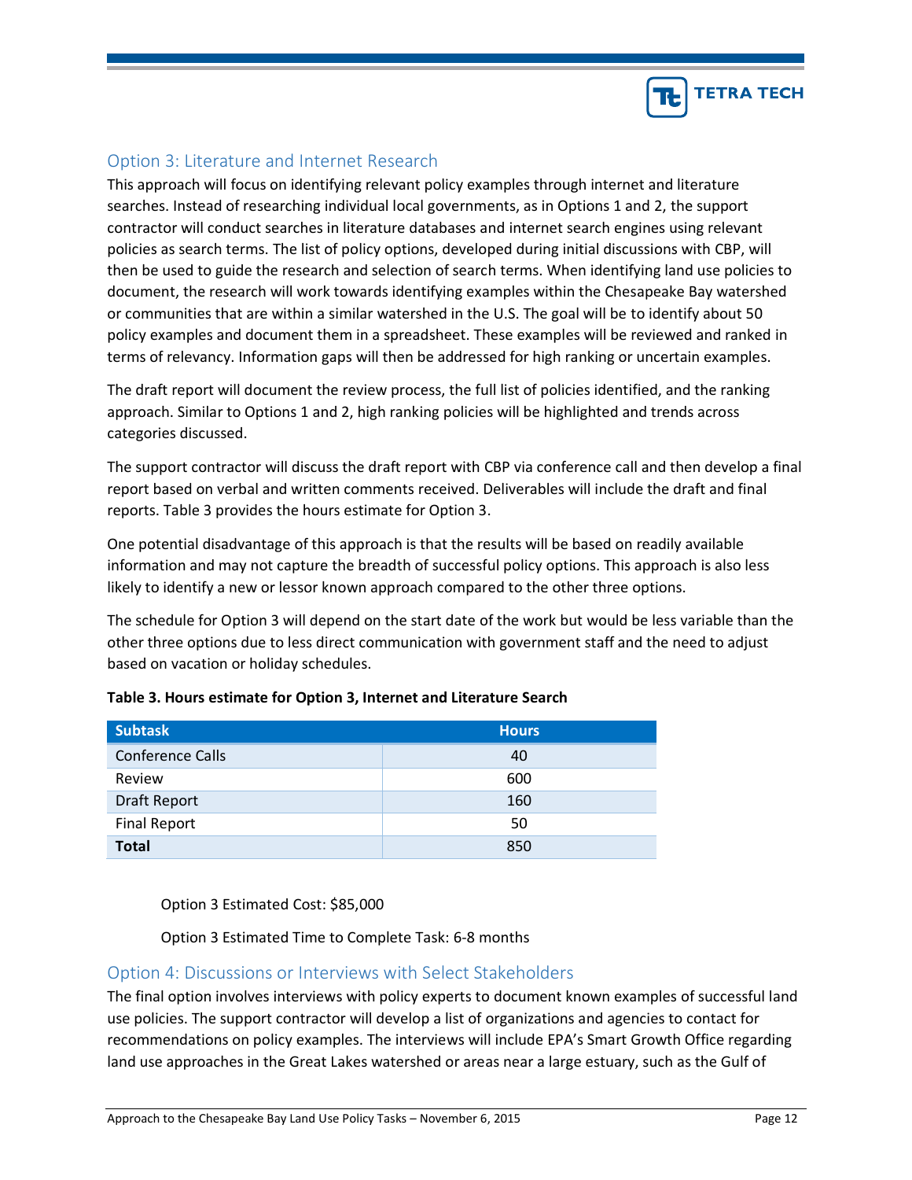## Option 3: Literature and Internet Research

This approach will focus on identifying relevant policy examples through internet and literature searches. Instead of researching individual local governments, as in Options 1 and 2, the support contractor will conduct searches in literature databases and internet search engines using relevant policies as search terms. The list of policy options, developed during initial discussions with CBP, will then be used to guide the research and selection of search terms. When identifying land use policies to document, the research will work towards identifying examples within the Chesapeake Bay watershed or communities that are within a similar watershed in the U.S. The goal will be to identify about 50 policy examples and document them in a spreadsheet. These examples will be reviewed and ranked in terms of relevancy. Information gaps will then be addressed for high ranking or uncertain examples.

The draft report will document the review process, the full list of policies identified, and the ranking approach. Similar to Options 1 and 2, high ranking policies will be highlighted and trends across categories discussed.

The support contractor will discuss the draft report with CBP via conference call and then develop a final report based on verbal and written comments received. Deliverables will include the draft and final reports. Table 3 provides the hours estimate for Option 3.

One potential disadvantage of this approach is that the results will be based on readily available information and may not capture the breadth of successful policy options. This approach is also less likely to identify a new or lessor known approach compared to the other three options.

The schedule for Option 3 will depend on the start date of the work but would be less variable than the other three options due to less direct communication with government staff and the need to adjust based on vacation or holiday schedules.

**Table 3. Hours estimate for Option 3, Internet and Literature Search**

| Subtask | Hours |
|---|---|
| Conference Calls | 40 |
| Review | 600 |
| Draft Report | 160 |
| Final Report | 50 |
| **Total** | 850 |

Option 3 Estimated Cost: $85,000

Option 3 Estimated Time to Complete Task: 6-8 months

## Option 4: Discussions or Interviews with Select Stakeholders

The final option involves interviews with policy experts to document known examples of successful land use policies. The support contractor will develop a list of organizations and agencies to contact for recommendations on policy examples. The interviews will include EPA's Smart Growth Office regarding land use approaches in the Great Lakes watershed or areas near a large estuary, such as the Gulf of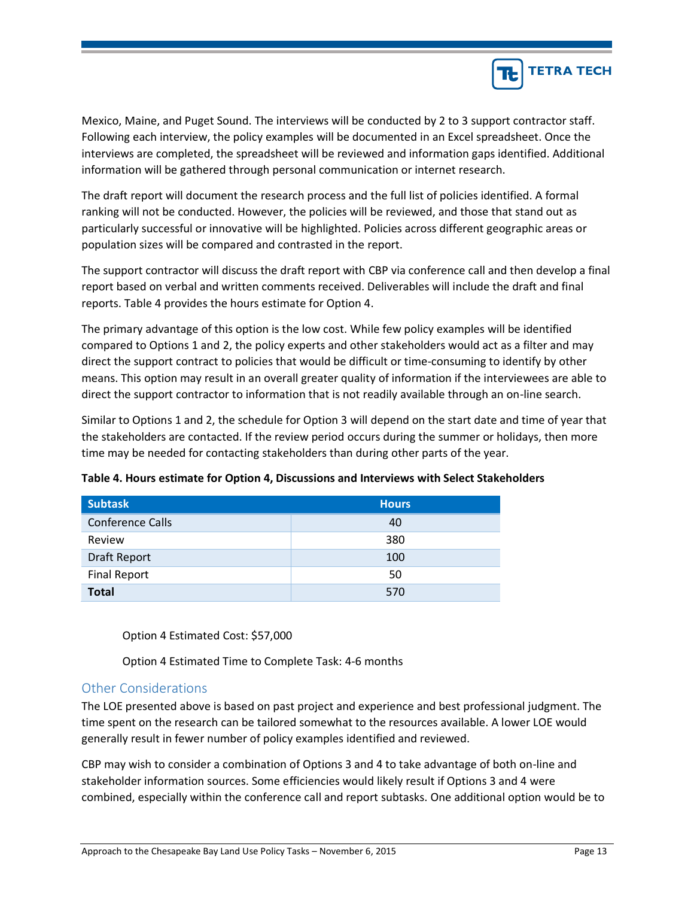Mexico, Maine, and Puget Sound. The interviews will be conducted by 2 to 3 support contractor staff. Following each interview, the policy examples will be documented in an Excel spreadsheet. Once the interviews are completed, the spreadsheet will be reviewed and information gaps identified. Additional information will be gathered through personal communication or internet research.

The draft report will document the research process and the full list of policies identified. A formal ranking will not be conducted. However, the policies will be reviewed, and those that stand out as particularly successful or innovative will be highlighted. Policies across different geographic areas or population sizes will be compared and contrasted in the report.

The support contractor will discuss the draft report with CBP via conference call and then develop a final report based on verbal and written comments received. Deliverables will include the draft and final reports. Table 4 provides the hours estimate for Option 4.

The primary advantage of this option is the low cost. While few policy examples will be identified compared to Options 1 and 2, the policy experts and other stakeholders would act as a filter and may direct the support contract to policies that would be difficult or time-consuming to identify by other means. This option may result in an overall greater quality of information if the interviewees are able to direct the support contractor to information that is not readily available through an on-line search.

Similar to Options 1 and 2, the schedule for Option 3 will depend on the start date and time of year that the stakeholders are contacted. If the review period occurs during the summer or holidays, then more time may be needed for contacting stakeholders than during other parts of the year.

**Table 4. Hours estimate for Option 4, Discussions and Interviews with Select Stakeholders**

| Subtask | Hours |
|---|---|
| Conference Calls | 40 |
| Review | 380 |
| Draft Report | 100 |
| Final Report | 50 |
| **Total** | 570 |

Option 4 Estimated Cost: $57,000

Option 4 Estimated Time to Complete Task: 4-6 months

## Other Considerations

The LOE presented above is based on past project and experience and best professional judgment. The time spent on the research can be tailored somewhat to the resources available. A lower LOE would generally result in fewer number of policy examples identified and reviewed.

CBP may wish to consider a combination of Options 3 and 4 to take advantage of both on-line and stakeholder information sources. Some efficiencies would likely result if Options 3 and 4 were combined, especially within the conference call and report subtasks. One additional option would be to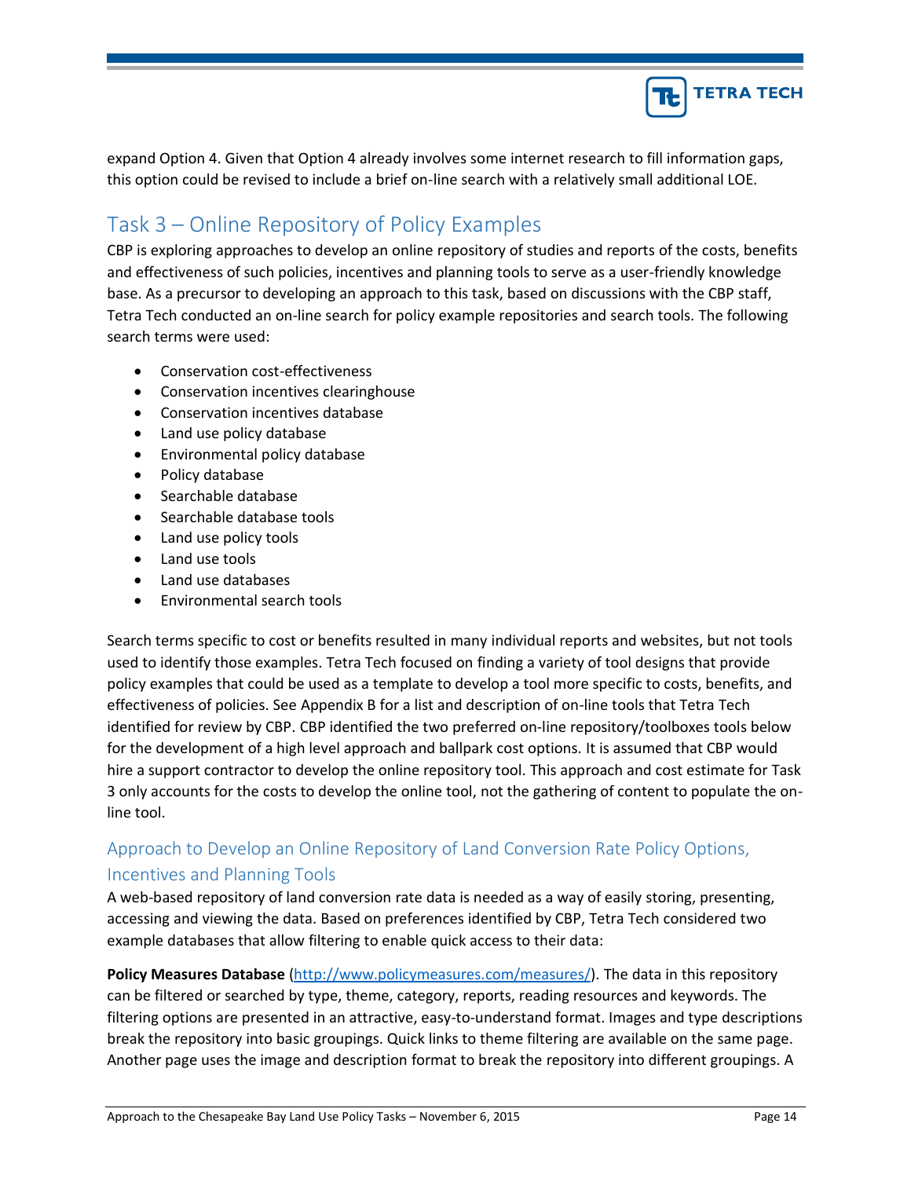expand Option 4. Given that Option 4 already involves some internet research to fill information gaps, this option could be revised to include a brief on-line search with a relatively small additional LOE.

## Task 3 – Online Repository of Policy Examples

CBP is exploring approaches to develop an online repository of studies and reports of the costs, benefits and effectiveness of such policies, incentives and planning tools to serve as a user-friendly knowledge base. As a precursor to developing an approach to this task, based on discussions with the CBP staff, Tetra Tech conducted an on-line search for policy example repositories and search tools. The following search terms were used:

- Conservation cost-effectiveness
- Conservation incentives clearinghouse
- Conservation incentives database
- Land use policy database
- Environmental policy database
- Policy database
- Searchable database
- Searchable database tools
- Land use policy tools
- Land use tools
- Land use databases
- Environmental search tools

Search terms specific to cost or benefits resulted in many individual reports and websites, but not tools used to identify those examples. Tetra Tech focused on finding a variety of tool designs that provide policy examples that could be used as a template to develop a tool more specific to costs, benefits, and effectiveness of policies. See Appendix B for a list and description of on-line tools that Tetra Tech identified for review by CBP. CBP identified the two preferred on-line repository/toolboxes tools below for the development of a high level approach and ballpark cost options. It is assumed that CBP would hire a support contractor to develop the online repository tool. This approach and cost estimate for Task 3 only accounts for the costs to develop the online tool, not the gathering of content to populate the on-line tool.

### Approach to Develop an Online Repository of Land Conversion Rate Policy Options, Incentives and Planning Tools

A web-based repository of land conversion rate data is needed as a way of easily storing, presenting, accessing and viewing the data. Based on preferences identified by CBP, Tetra Tech considered two example databases that allow filtering to enable quick access to their data:

**Policy Measures Database** (http://www.policymeasures.com/measures/). The data in this repository can be filtered or searched by type, theme, category, reports, reading resources and keywords. The filtering options are presented in an attractive, easy-to-understand format. Images and type descriptions break the repository into basic groupings. Quick links to theme filtering are available on the same page. Another page uses the image and description format to break the repository into different groupings. A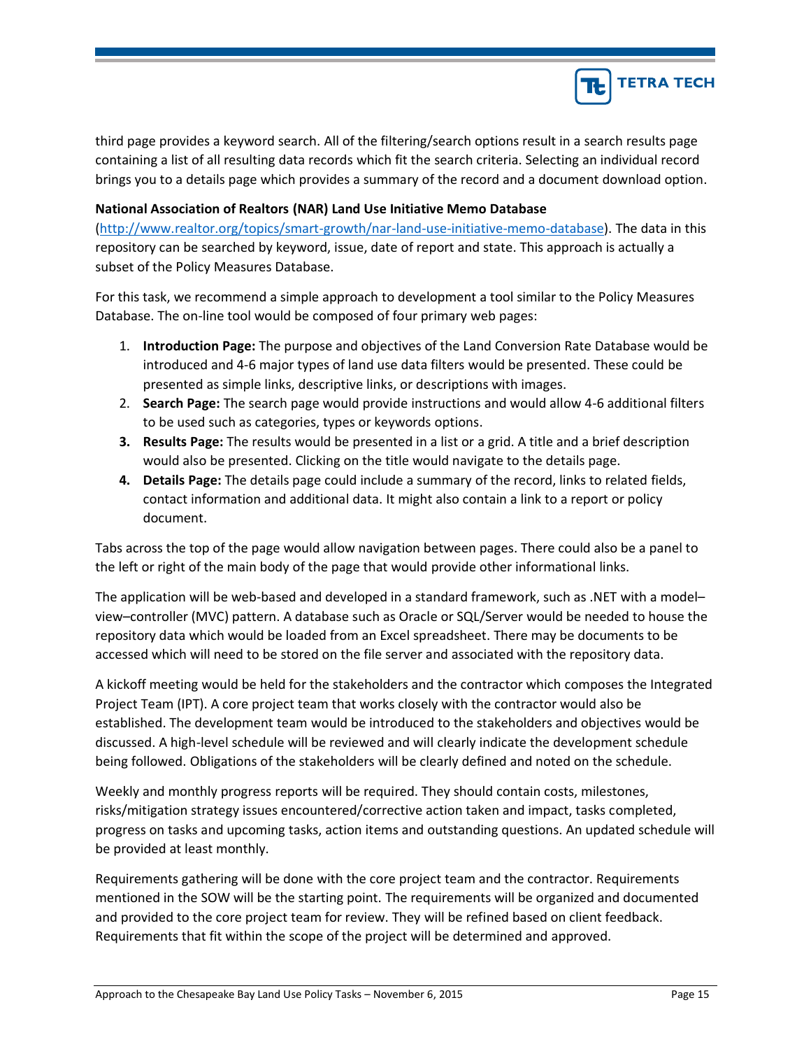third page provides a keyword search. All of the filtering/search options result in a search results page containing a list of all resulting data records which fit the search criteria. Selecting an individual record brings you to a details page which provides a summary of the record and a document download option.

**National Association of Realtors (NAR) Land Use Initiative Memo Database**
(http://www.realtor.org/topics/smart-growth/nar-land-use-initiative-memo-database). The data in this repository can be searched by keyword, issue, date of report and state. This approach is actually a subset of the Policy Measures Database.

For this task, we recommend a simple approach to development a tool similar to the Policy Measures Database. The on-line tool would be composed of four primary web pages:

1. **Introduction Page:** The purpose and objectives of the Land Conversion Rate Database would be introduced and 4-6 major types of land use data filters would be presented. These could be presented as simple links, descriptive links, or descriptions with images.
2. **Search Page:** The search page would provide instructions and would allow 4-6 additional filters to be used such as categories, types or keywords options.
3. **Results Page:** The results would be presented in a list or a grid. A title and a brief description would also be presented. Clicking on the title would navigate to the details page.
4. **Details Page:** The details page could include a summary of the record, links to related fields, contact information and additional data. It might also contain a link to a report or policy document.

Tabs across the top of the page would allow navigation between pages. There could also be a panel to the left or right of the main body of the page that would provide other informational links.

The application will be web-based and developed in a standard framework, such as .NET with a model–view–controller (MVC) pattern. A database such as Oracle or SQL/Server would be needed to house the repository data which would be loaded from an Excel spreadsheet. There may be documents to be accessed which will need to be stored on the file server and associated with the repository data.

A kickoff meeting would be held for the stakeholders and the contractor which composes the Integrated Project Team (IPT). A core project team that works closely with the contractor would also be established. The development team would be introduced to the stakeholders and objectives would be discussed. A high-level schedule will be reviewed and will clearly indicate the development schedule being followed. Obligations of the stakeholders will be clearly defined and noted on the schedule.

Weekly and monthly progress reports will be required. They should contain costs, milestones, risks/mitigation strategy issues encountered/corrective action taken and impact, tasks completed, progress on tasks and upcoming tasks, action items and outstanding questions. An updated schedule will be provided at least monthly.

Requirements gathering will be done with the core project team and the contractor. Requirements mentioned in the SOW will be the starting point. The requirements will be organized and documented and provided to the core project team for review. They will be refined based on client feedback. Requirements that fit within the scope of the project will be determined and approved.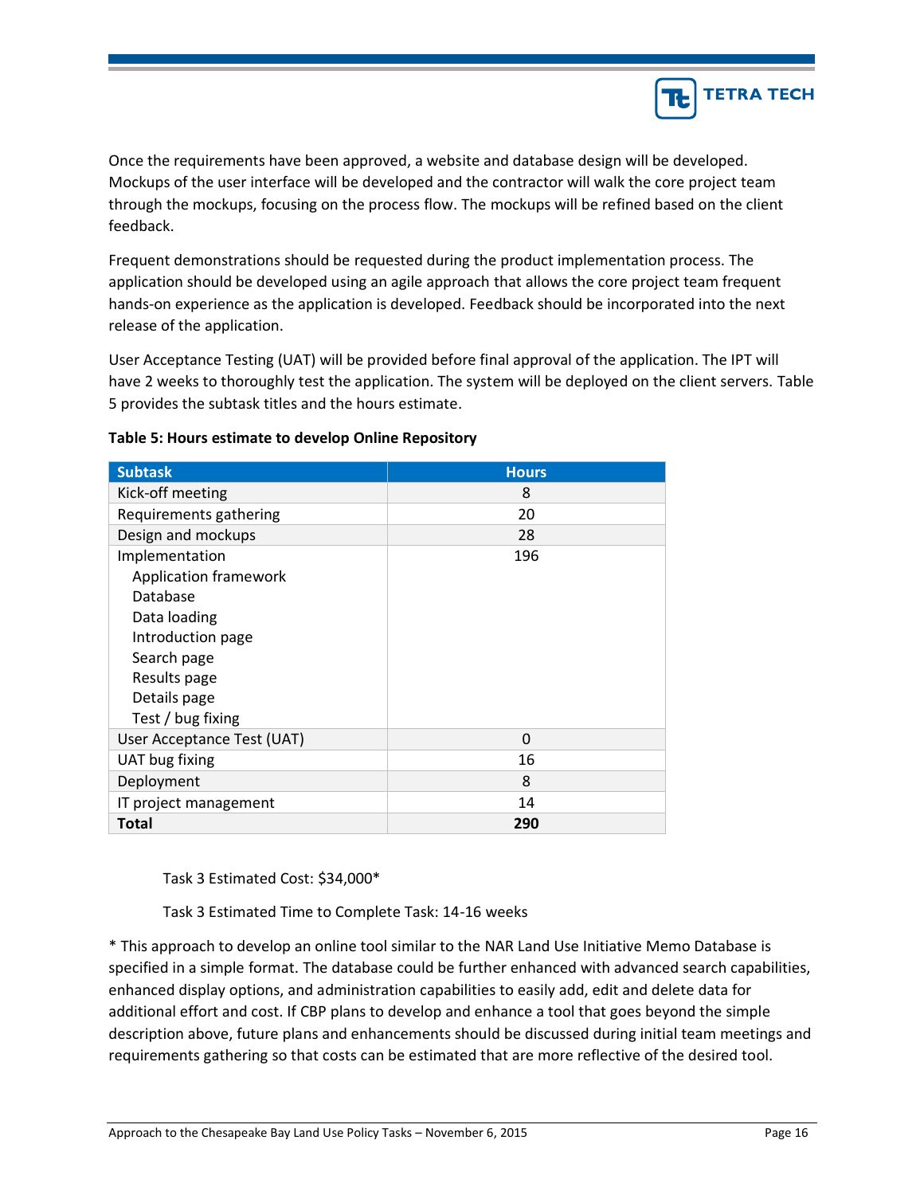Once the requirements have been approved, a website and database design will be developed. Mockups of the user interface will be developed and the contractor will walk the core project team through the mockups, focusing on the process flow. The mockups will be refined based on the client feedback.

Frequent demonstrations should be requested during the product implementation process. The application should be developed using an agile approach that allows the core project team frequent hands-on experience as the application is developed. Feedback should be incorporated into the next release of the application.

User Acceptance Testing (UAT) will be provided before final approval of the application. The IPT will have 2 weeks to thoroughly test the application. The system will be deployed on the client servers. Table 5 provides the subtask titles and the hours estimate.

**Table 5: Hours estimate to develop Online Repository**

| Subtask | Hours |
|---|---|
| Kick-off meeting | 8 |
| Requirements gathering | 20 |
| Design and mockups | 28 |
| Implementation<br>Application framework<br>Database<br>Data loading<br>Introduction page<br>Search page<br>Results page<br>Details page<br>Test / bug fixing | 196 |
| User Acceptance Test (UAT) | 0 |
| UAT bug fixing | 16 |
| Deployment | 8 |
| IT project management | 14 |
| **Total** | **290** |

Task 3 Estimated Cost: $34,000*

Task 3 Estimated Time to Complete Task: 14-16 weeks

* This approach to develop an online tool similar to the NAR Land Use Initiative Memo Database is specified in a simple format. The database could be further enhanced with advanced search capabilities, enhanced display options, and administration capabilities to easily add, edit and delete data for additional effort and cost. If CBP plans to develop and enhance a tool that goes beyond the simple description above, future plans and enhancements should be discussed during initial team meetings and requirements gathering so that costs can be estimated that are more reflective of the desired tool.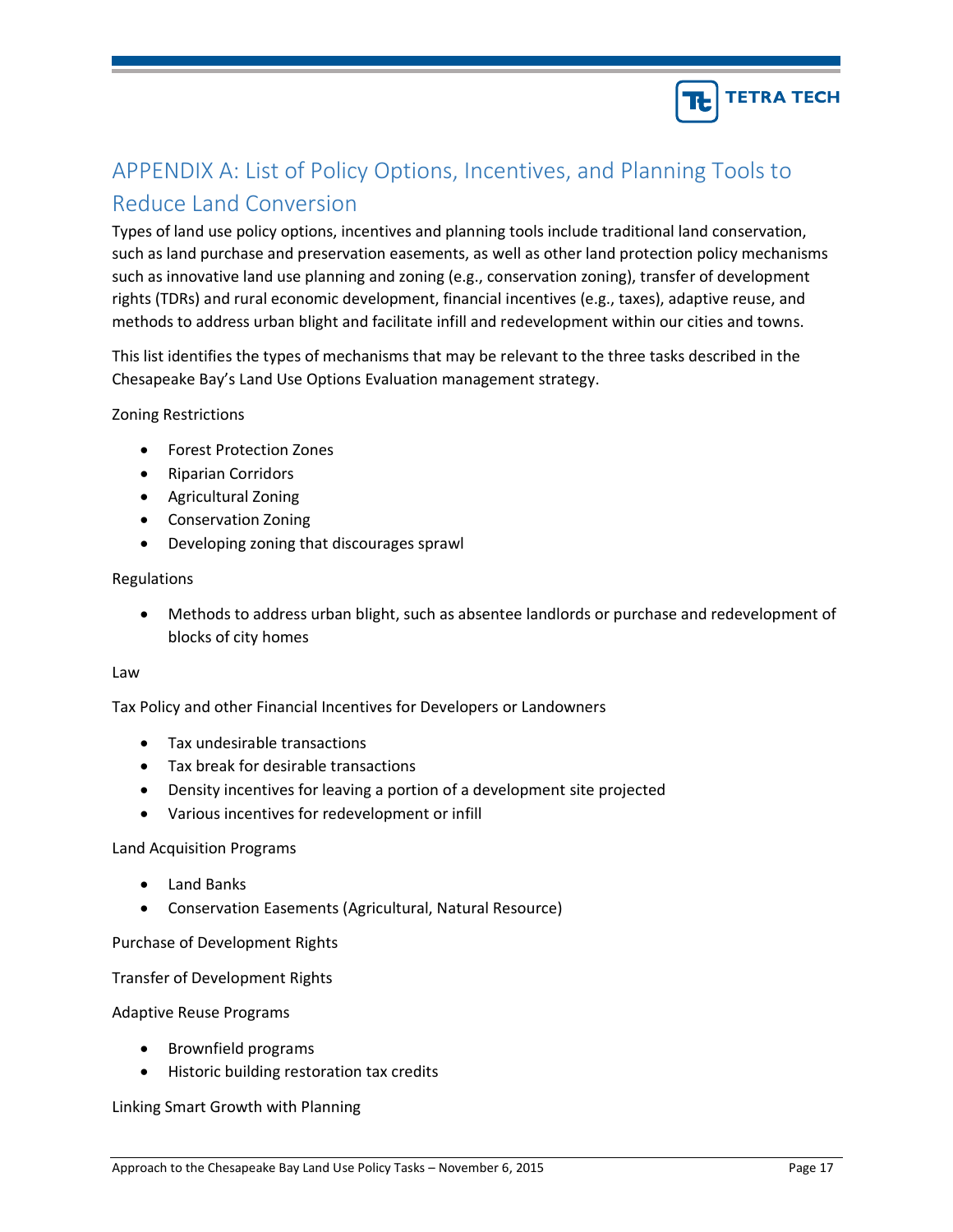# APPENDIX A: List of Policy Options, Incentives, and Planning Tools to Reduce Land Conversion

Types of land use policy options, incentives and planning tools include traditional land conservation, such as land purchase and preservation easements, as well as other land protection policy mechanisms such as innovative land use planning and zoning (e.g., conservation zoning), transfer of development rights (TDRs) and rural economic development, financial incentives (e.g., taxes), adaptive reuse, and methods to address urban blight and facilitate infill and redevelopment within our cities and towns.

This list identifies the types of mechanisms that may be relevant to the three tasks described in the Chesapeake Bay's Land Use Options Evaluation management strategy.

Zoning Restrictions

- Forest Protection Zones
- Riparian Corridors
- Agricultural Zoning
- Conservation Zoning
- Developing zoning that discourages sprawl

Regulations

- Methods to address urban blight, such as absentee landlords or purchase and redevelopment of blocks of city homes

Law

Tax Policy and other Financial Incentives for Developers or Landowners

- Tax undesirable transactions
- Tax break for desirable transactions
- Density incentives for leaving a portion of a development site projected
- Various incentives for redevelopment or infill

Land Acquisition Programs

- Land Banks
- Conservation Easements (Agricultural, Natural Resource)

Purchase of Development Rights

Transfer of Development Rights

Adaptive Reuse Programs

- Brownfield programs
- Historic building restoration tax credits

Linking Smart Growth with Planning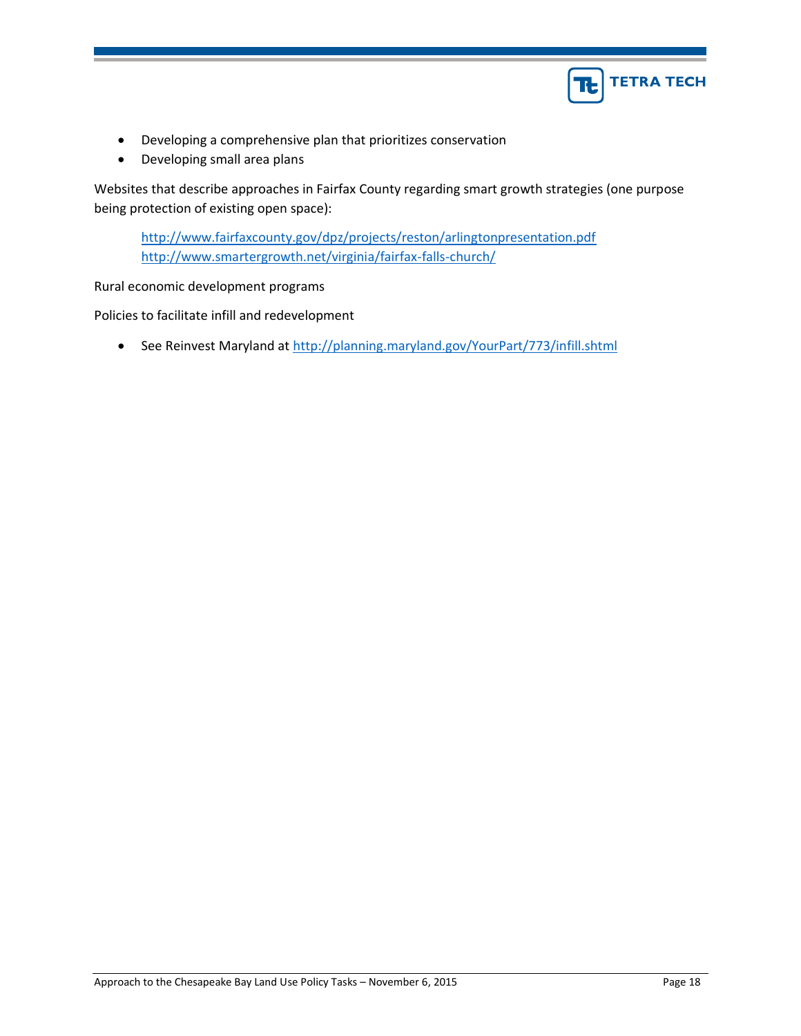- Developing a comprehensive plan that prioritizes conservation
- Developing small area plans

Websites that describe approaches in Fairfax County regarding smart growth strategies (one purpose being protection of existing open space):

> http://www.fairfaxcounty.gov/dpz/projects/reston/arlingtonpresentation.pdf
> http://www.smartergrowth.net/virginia/fairfax-falls-church/

Rural economic development programs

Policies to facilitate infill and redevelopment

- See Reinvest Maryland at http://planning.maryland.gov/YourPart/773/infill.shtml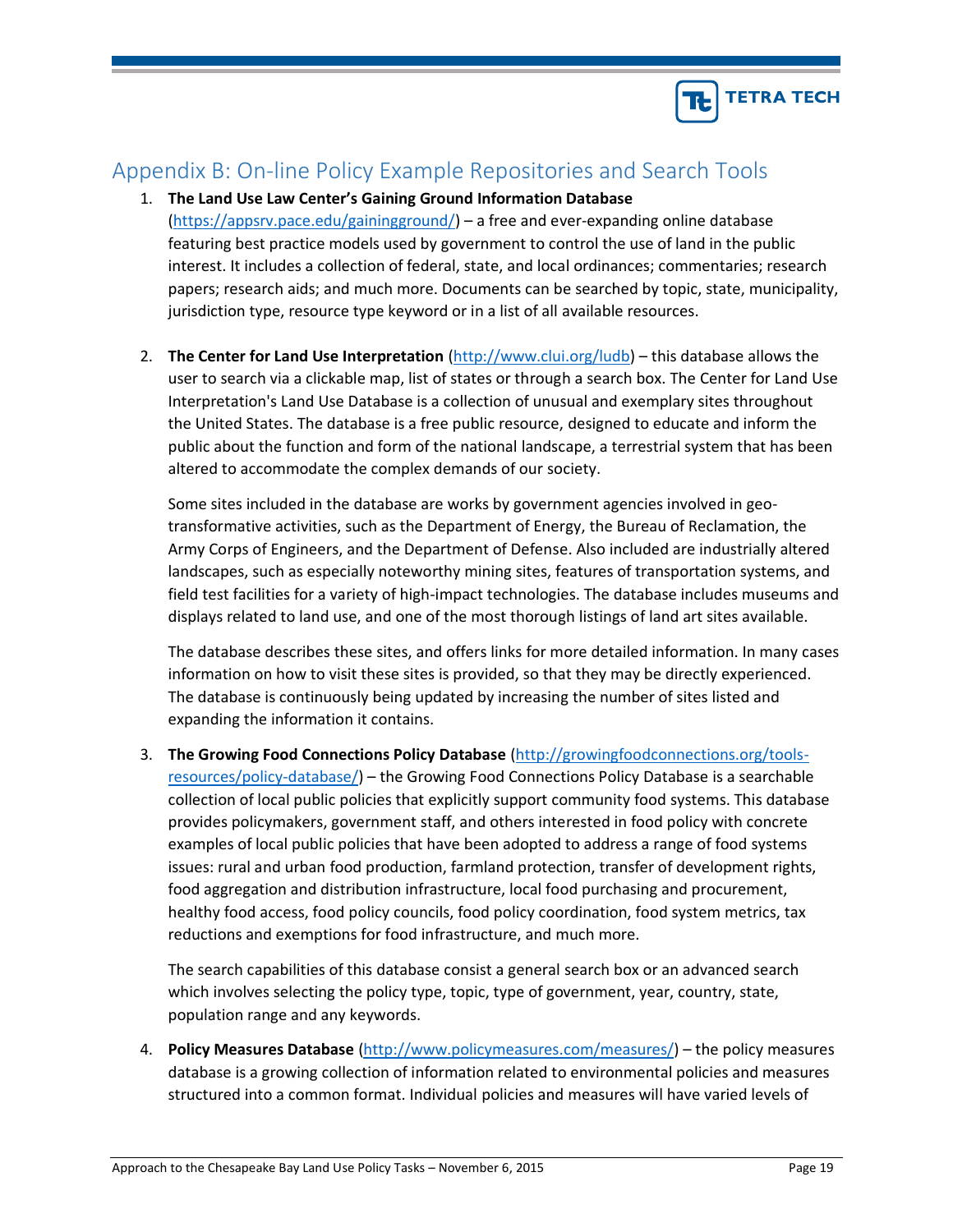# Appendix B: On-line Policy Example Repositories and Search Tools

1. **The Land Use Law Center's Gaining Ground Information Database** (https://appsrv.pace.edu/gainingground/) – a free and ever-expanding online database featuring best practice models used by government to control the use of land in the public interest. It includes a collection of federal, state, and local ordinances; commentaries; research papers; research aids; and much more. Documents can be searched by topic, state, municipality, jurisdiction type, resource type keyword or in a list of all available resources.

2. **The Center for Land Use Interpretation** (http://www.clui.org/ludb) – this database allows the user to search via a clickable map, list of states or through a search box. The Center for Land Use Interpretation's Land Use Database is a collection of unusual and exemplary sites throughout the United States. The database is a free public resource, designed to educate and inform the public about the function and form of the national landscape, a terrestrial system that has been altered to accommodate the complex demands of our society.

   Some sites included in the database are works by government agencies involved in geo-transformative activities, such as the Department of Energy, the Bureau of Reclamation, the Army Corps of Engineers, and the Department of Defense. Also included are industrially altered landscapes, such as especially noteworthy mining sites, features of transportation systems, and field test facilities for a variety of high-impact technologies. The database includes museums and displays related to land use, and one of the most thorough listings of land art sites available.

   The database describes these sites, and offers links for more detailed information. In many cases information on how to visit these sites is provided, so that they may be directly experienced. The database is continuously being updated by increasing the number of sites listed and expanding the information it contains.

3. **The Growing Food Connections Policy Database** (http://growingfoodconnections.org/tools-resources/policy-database/) – the Growing Food Connections Policy Database is a searchable collection of local public policies that explicitly support community food systems. This database provides policymakers, government staff, and others interested in food policy with concrete examples of local public policies that have been adopted to address a range of food systems issues: rural and urban food production, farmland protection, transfer of development rights, food aggregation and distribution infrastructure, local food purchasing and procurement, healthy food access, food policy councils, food policy coordination, food system metrics, tax reductions and exemptions for food infrastructure, and much more.

   The search capabilities of this database consist a general search box or an advanced search which involves selecting the policy type, topic, type of government, year, country, state, population range and any keywords.

4. **Policy Measures Database** (http://www.policymeasures.com/measures/) – the policy measures database is a growing collection of information related to environmental policies and measures structured into a common format. Individual policies and measures will have varied levels of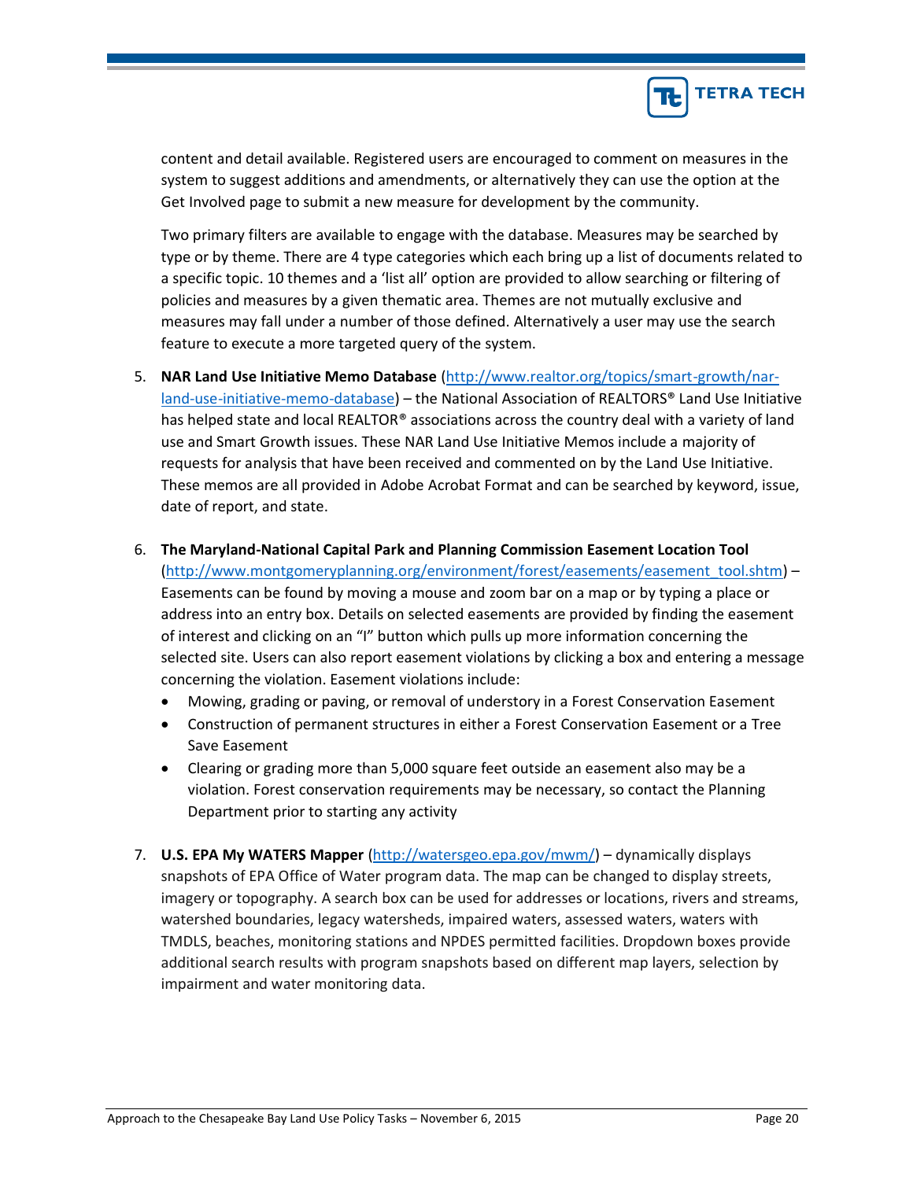content and detail available. Registered users are encouraged to comment on measures in the system to suggest additions and amendments, or alternatively they can use the option at the Get Involved page to submit a new measure for development by the community.

Two primary filters are available to engage with the database. Measures may be searched by type or by theme. There are 4 type categories which each bring up a list of documents related to a specific topic. 10 themes and a 'list all' option are provided to allow searching or filtering of policies and measures by a given thematic area. Themes are not mutually exclusive and measures may fall under a number of those defined. Alternatively a user may use the search feature to execute a more targeted query of the system.

5. **NAR Land Use Initiative Memo Database** (http://www.realtor.org/topics/smart-growth/nar-land-use-initiative-memo-database) – the National Association of REALTORS® Land Use Initiative has helped state and local REALTOR® associations across the country deal with a variety of land use and Smart Growth issues. These NAR Land Use Initiative Memos include a majority of requests for analysis that have been received and commented on by the Land Use Initiative. These memos are all provided in Adobe Acrobat Format and can be searched by keyword, issue, date of report, and state.

6. **The Maryland-National Capital Park and Planning Commission Easement Location Tool** (http://www.montgomeryplanning.org/environment/forest/easements/easement_tool.shtm) – Easements can be found by moving a mouse and zoom bar on a map or by typing a place or address into an entry box. Details on selected easements are provided by finding the easement of interest and clicking on an "I" button which pulls up more information concerning the selected site. Users can also report easement violations by clicking a box and entering a message concerning the violation. Easement violations include:
   - Mowing, grading or paving, or removal of understory in a Forest Conservation Easement
   - Construction of permanent structures in either a Forest Conservation Easement or a Tree Save Easement
   - Clearing or grading more than 5,000 square feet outside an easement also may be a violation. Forest conservation requirements may be necessary, so contact the Planning Department prior to starting any activity

7. **U.S. EPA My WATERS Mapper** (http://watersgeo.epa.gov/mwm/) – dynamically displays snapshots of EPA Office of Water program data. The map can be changed to display streets, imagery or topography. A search box can be used for addresses or locations, rivers and streams, watershed boundaries, legacy watersheds, impaired waters, assessed waters, waters with TMDLS, beaches, monitoring stations and NPDES permitted facilities. Dropdown boxes provide additional search results with program snapshots based on different map layers, selection by impairment and water monitoring data.